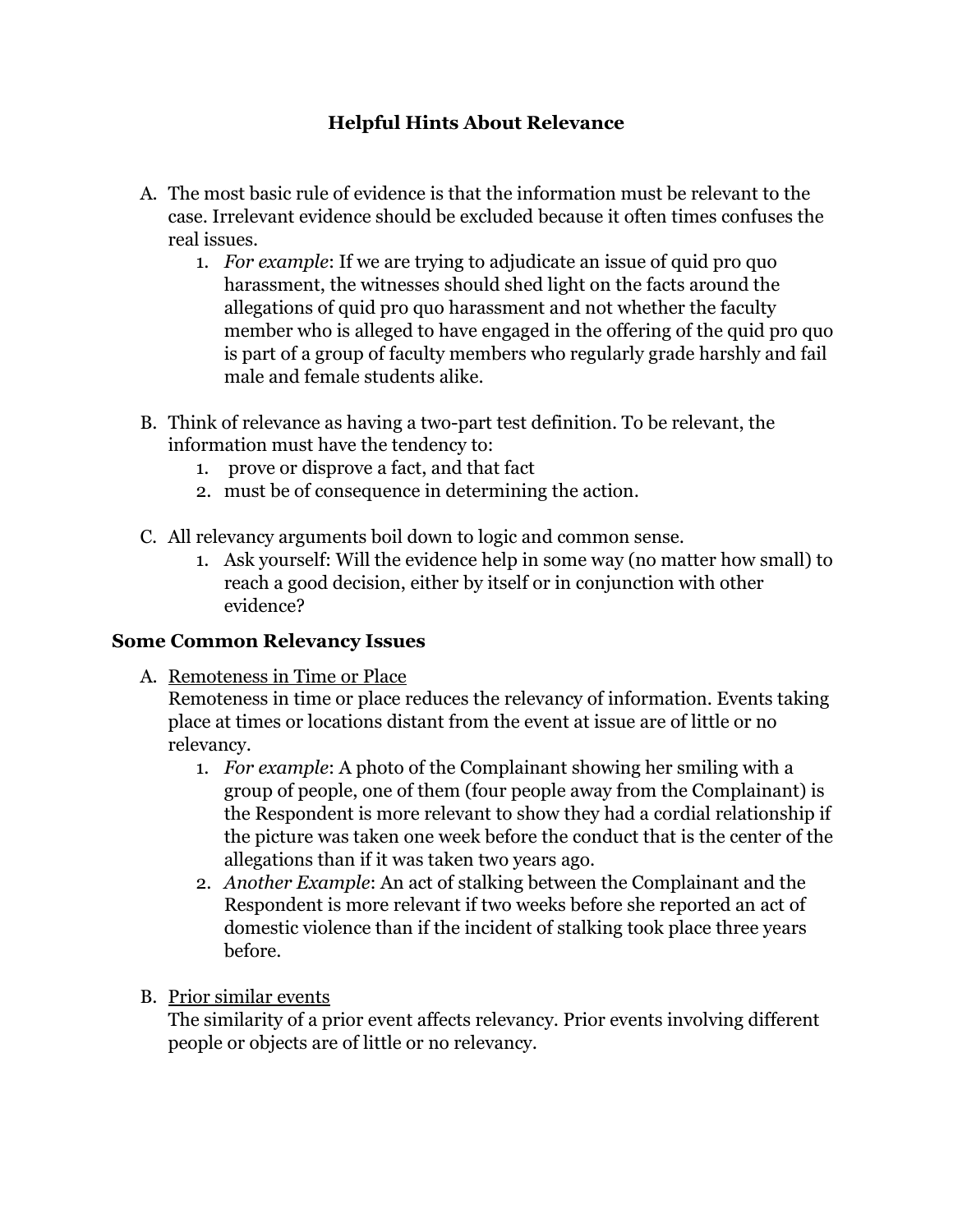# Helpful Hints About Relevance

A. The most basic rule of evidence is that the information must be relevant to the case. Irrelevant evidence should be excluded because it often times confuses the real issues.
   1. *For example*: If we are trying to adjudicate an issue of quid pro quo harassment, the witnesses should shed light on the facts around the allegations of quid pro quo harassment and not whether the faculty member who is alleged to have engaged in the offering of the quid pro quo is part of a group of faculty members who regularly grade harshly and fail male and female students alike.

B. Think of relevance as having a two-part test definition. To be relevant, the information must have the tendency to:
   1. prove or disprove a fact, and that fact
   2. must be of consequence in determining the action.

C. All relevancy arguments boil down to logic and common sense.
   1. Ask yourself: Will the evidence help in some way (no matter how small) to reach a good decision, either by itself or in conjunction with other evidence?

## Some Common Relevancy Issues

A. <u>Remoteness in Time or Place</u>
   Remoteness in time or place reduces the relevancy of information. Events taking place at times or locations distant from the event at issue are of little or no relevancy.
   1. *For example*: A photo of the Complainant showing her smiling with a group of people, one of them (four people away from the Complainant) is the Respondent is more relevant to show they had a cordial relationship if the picture was taken one week before the conduct that is the center of the allegations than if it was taken two years ago.
   2. *Another Example*: An act of stalking between the Complainant and the Respondent is more relevant if two weeks before she reported an act of domestic violence than if the incident of stalking took place three years before.

B. <u>Prior similar events</u>
   The similarity of a prior event affects relevancy. Prior events involving different people or objects are of little or no relevancy.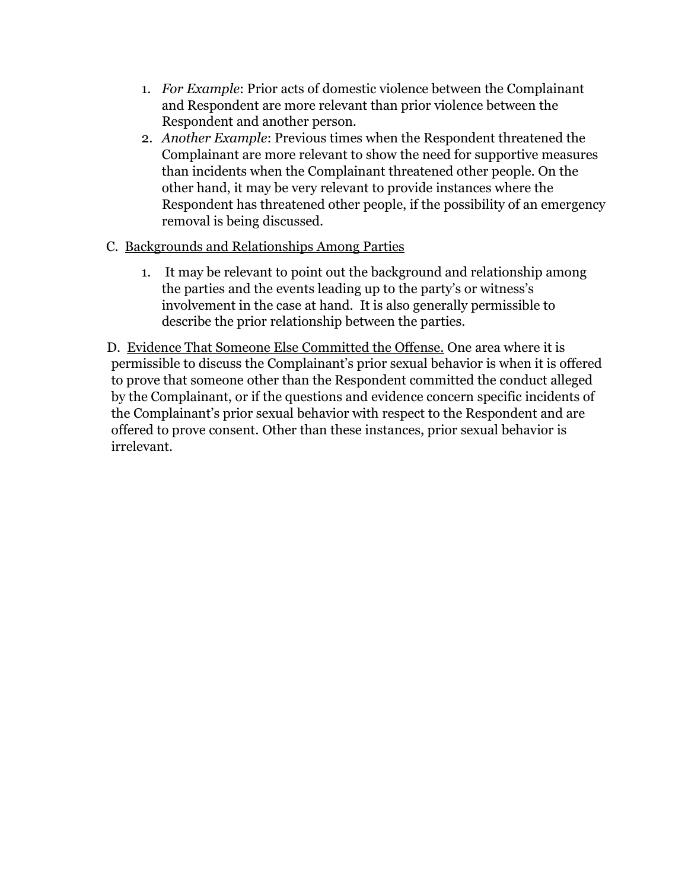1. *For Example*: Prior acts of domestic violence between the Complainant and Respondent are more relevant than prior violence between the Respondent and another person.
2. *Another Example*: Previous times when the Respondent threatened the Complainant are more relevant to show the need for supportive measures than incidents when the Complainant threatened other people. On the other hand, it may be very relevant to provide instances where the Respondent has threatened other people, if the possibility of an emergency removal is being discussed.

C. <u>Backgrounds and Relationships Among Parties</u>

1. It may be relevant to point out the background and relationship among the parties and the events leading up to the party's or witness's involvement in the case at hand. It is also generally permissible to describe the prior relationship between the parties.

D. <u>Evidence That Someone Else Committed the Offense.</u> One area where it is permissible to discuss the Complainant's prior sexual behavior is when it is offered to prove that someone other than the Respondent committed the conduct alleged by the Complainant, or if the questions and evidence concern specific incidents of the Complainant's prior sexual behavior with respect to the Respondent and are offered to prove consent. Other than these instances, prior sexual behavior is irrelevant.